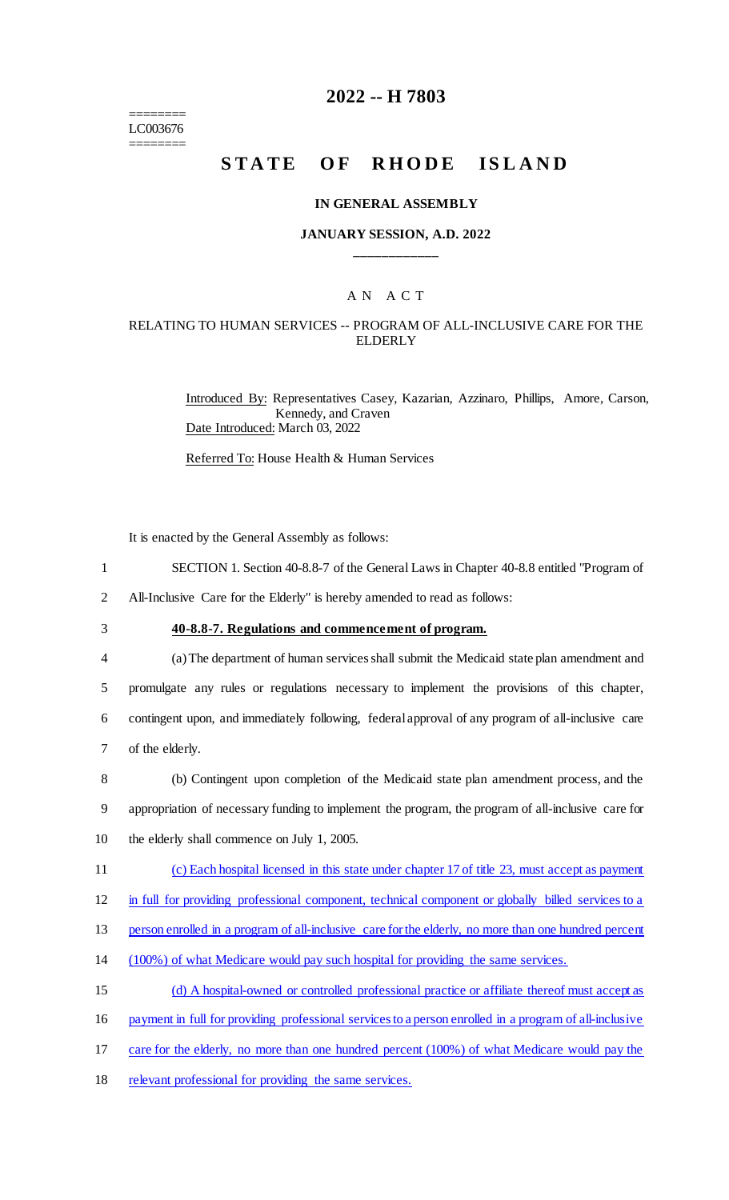========
LC003676
========

# 2022 -- H 7803

# STATE OF RHODE ISLAND

## IN GENERAL ASSEMBLY

### JANUARY SESSION, A.D. 2022

____________

### A N A C T

#### RELATING TO HUMAN SERVICES -- PROGRAM OF ALL-INCLUSIVE CARE FOR THE ELDERLY

Introduced By: Representatives Casey, Kazarian, Azzinaro, Phillips, Amore, Carson, Kennedy, and Craven

Date Introduced: March 03, 2022

Referred To: House Health & Human Services

It is enacted by the General Assembly as follows:

1 SECTION 1. Section 40-8.8-7 of the General Laws in Chapter 40-8.8 entitled "Program of
2 All-Inclusive Care for the Elderly" is hereby amended to read as follows:

3 **40-8.8-7. Regulations and commencement of program.**

4 (a) The department of human services shall submit the Medicaid state plan amendment and
5 promulgate any rules or regulations necessary to implement the provisions of this chapter,
6 contingent upon, and immediately following, federal approval of any program of all-inclusive care
7 of the elderly.

8 (b) Contingent upon completion of the Medicaid state plan amendment process, and the
9 appropriation of necessary funding to implement the program, the program of all-inclusive care for
10 the elderly shall commence on July 1, 2005.

11 (c) Each hospital licensed in this state under chapter 17 of title 23, must accept as payment
12 in full for providing professional component, technical component or globally billed services to a
13 person enrolled in a program of all-inclusive care for the elderly, no more than one hundred percent
14 (100%) of what Medicare would pay such hospital for providing the same services.

15 (d) A hospital-owned or controlled professional practice or affiliate thereof must accept as
16 payment in full for providing professional services to a person enrolled in a program of all-inclusive
17 care for the elderly, no more than one hundred percent (100%) of what Medicare would pay the
18 relevant professional for providing the same services.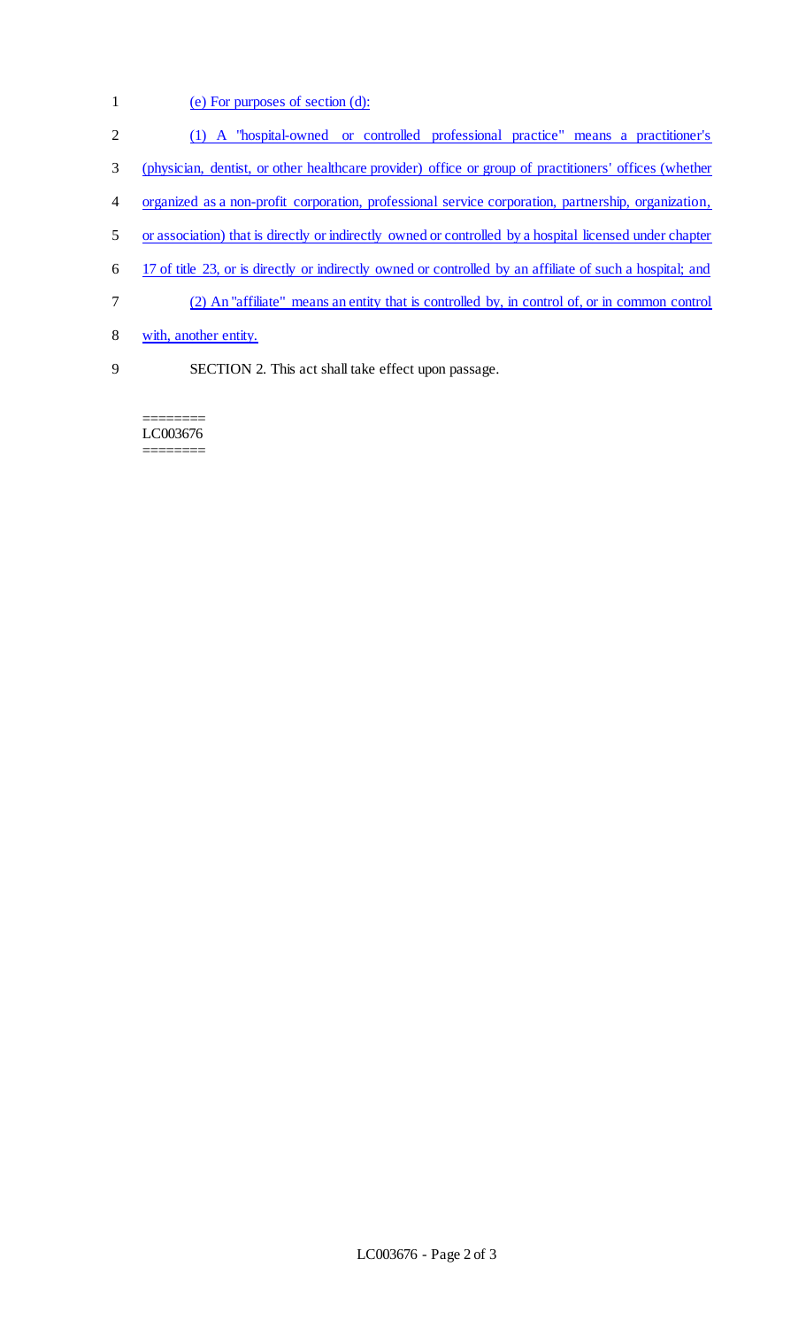(e) For purposes of section (d):

(1) A "hospital-owned or controlled professional practice" means a practitioner's (physician, dentist, or other healthcare provider) office or group of practitioners' offices (whether organized as a non-profit corporation, professional service corporation, partnership, organization, or association) that is directly or indirectly owned or controlled by a hospital licensed under chapter 17 of title 23, or is directly or indirectly owned or controlled by an affiliate of such a hospital; and

(2) An "affiliate" means an entity that is controlled by, in control of, or in common control with, another entity.

SECTION 2. This act shall take effect upon passage.

========
LC003676
========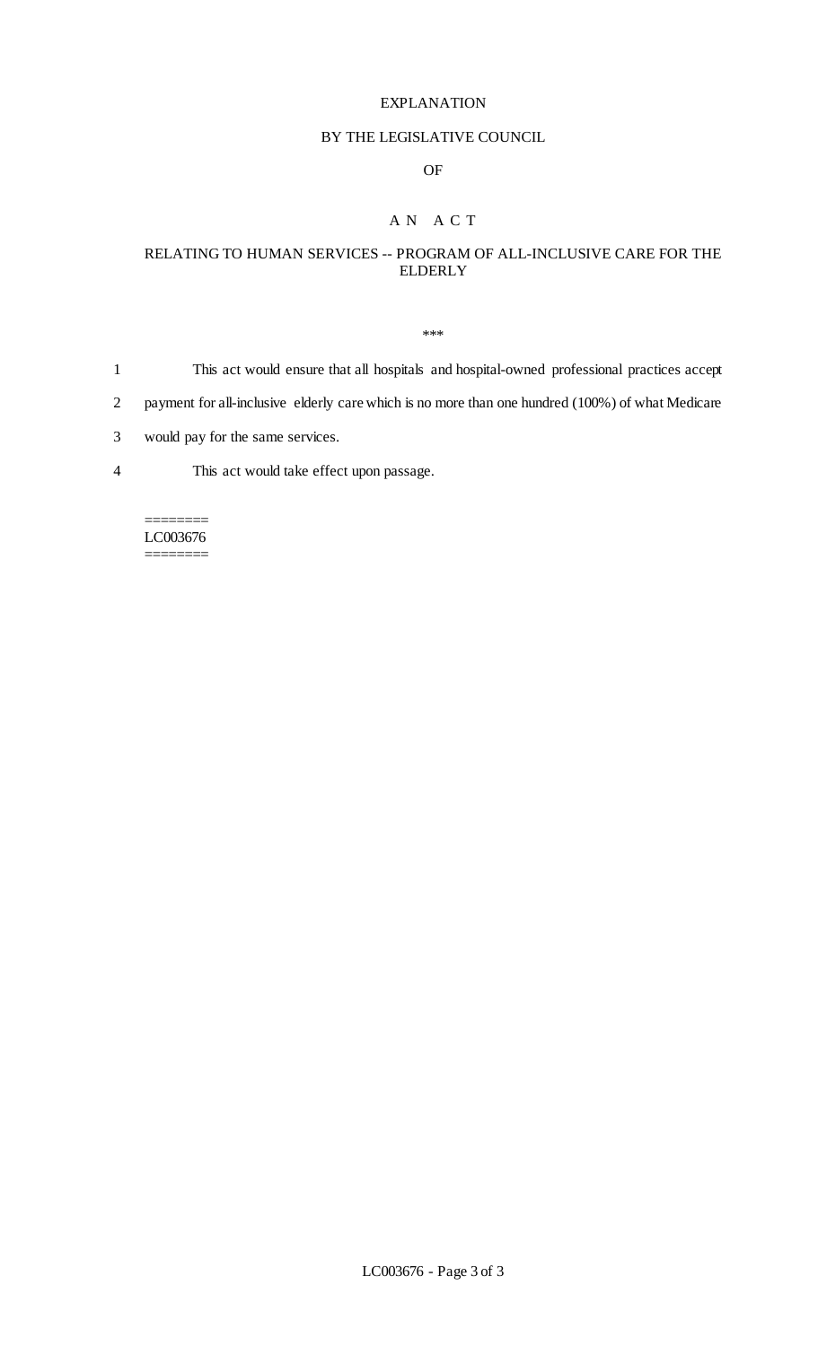EXPLANATION

BY THE LEGISLATIVE COUNCIL

OF

A N A C T

RELATING TO HUMAN SERVICES -- PROGRAM OF ALL-INCLUSIVE CARE FOR THE ELDERLY

***

1 This act would ensure that all hospitals and hospital-owned professional practices accept
2 payment for all-inclusive elderly care which is no more than one hundred (100%) of what Medicare
3 would pay for the same services.
4 This act would take effect upon passage.

========
LC003676
========